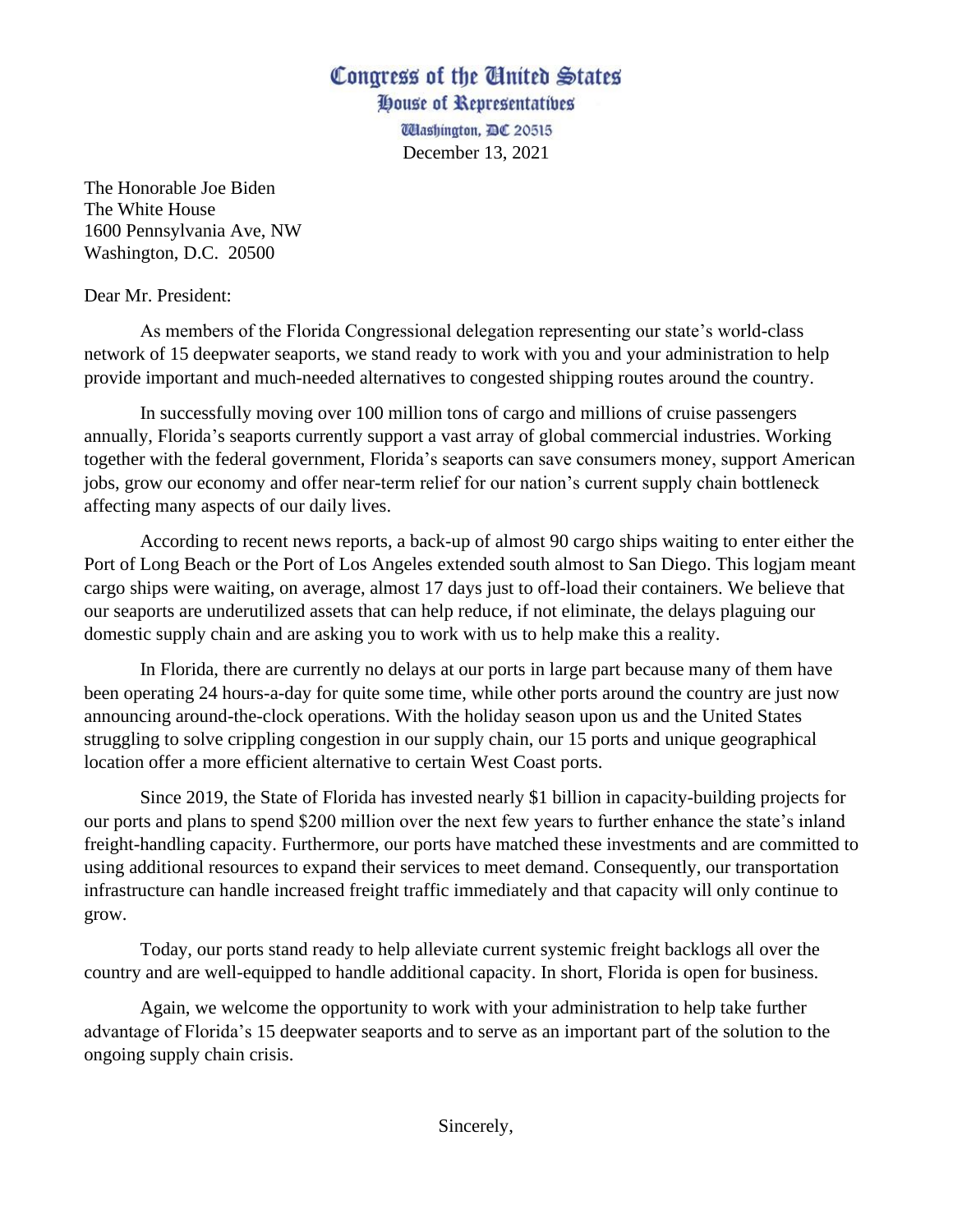# Congress of the United States
## House of Representatives
Washington, DC 20515

December 13, 2021

The Honorable Joe Biden
The White House
1600 Pennsylvania Ave, NW
Washington, D.C. 20500

Dear Mr. President:

As members of the Florida Congressional delegation representing our state's world-class network of 15 deepwater seaports, we stand ready to work with you and your administration to help provide important and much-needed alternatives to congested shipping routes around the country.

In successfully moving over 100 million tons of cargo and millions of cruise passengers annually, Florida's seaports currently support a vast array of global commercial industries. Working together with the federal government, Florida's seaports can save consumers money, support American jobs, grow our economy and offer near-term relief for our nation's current supply chain bottleneck affecting many aspects of our daily lives.

According to recent news reports, a back-up of almost 90 cargo ships waiting to enter either the Port of Long Beach or the Port of Los Angeles extended south almost to San Diego. This logjam meant cargo ships were waiting, on average, almost 17 days just to off-load their containers. We believe that our seaports are underutilized assets that can help reduce, if not eliminate, the delays plaguing our domestic supply chain and are asking you to work with us to help make this a reality.

In Florida, there are currently no delays at our ports in large part because many of them have been operating 24 hours-a-day for quite some time, while other ports around the country are just now announcing around-the-clock operations. With the holiday season upon us and the United States struggling to solve crippling congestion in our supply chain, our 15 ports and unique geographical location offer a more efficient alternative to certain West Coast ports.

Since 2019, the State of Florida has invested nearly $1 billion in capacity-building projects for our ports and plans to spend $200 million over the next few years to further enhance the state's inland freight-handling capacity. Furthermore, our ports have matched these investments and are committed to using additional resources to expand their services to meet demand. Consequently, our transportation infrastructure can handle increased freight traffic immediately and that capacity will only continue to grow.

Today, our ports stand ready to help alleviate current systemic freight backlogs all over the country and are well-equipped to handle additional capacity. In short, Florida is open for business.

Again, we welcome the opportunity to work with your administration to help take further advantage of Florida's 15 deepwater seaports and to serve as an important part of the solution to the ongoing supply chain crisis.

Sincerely,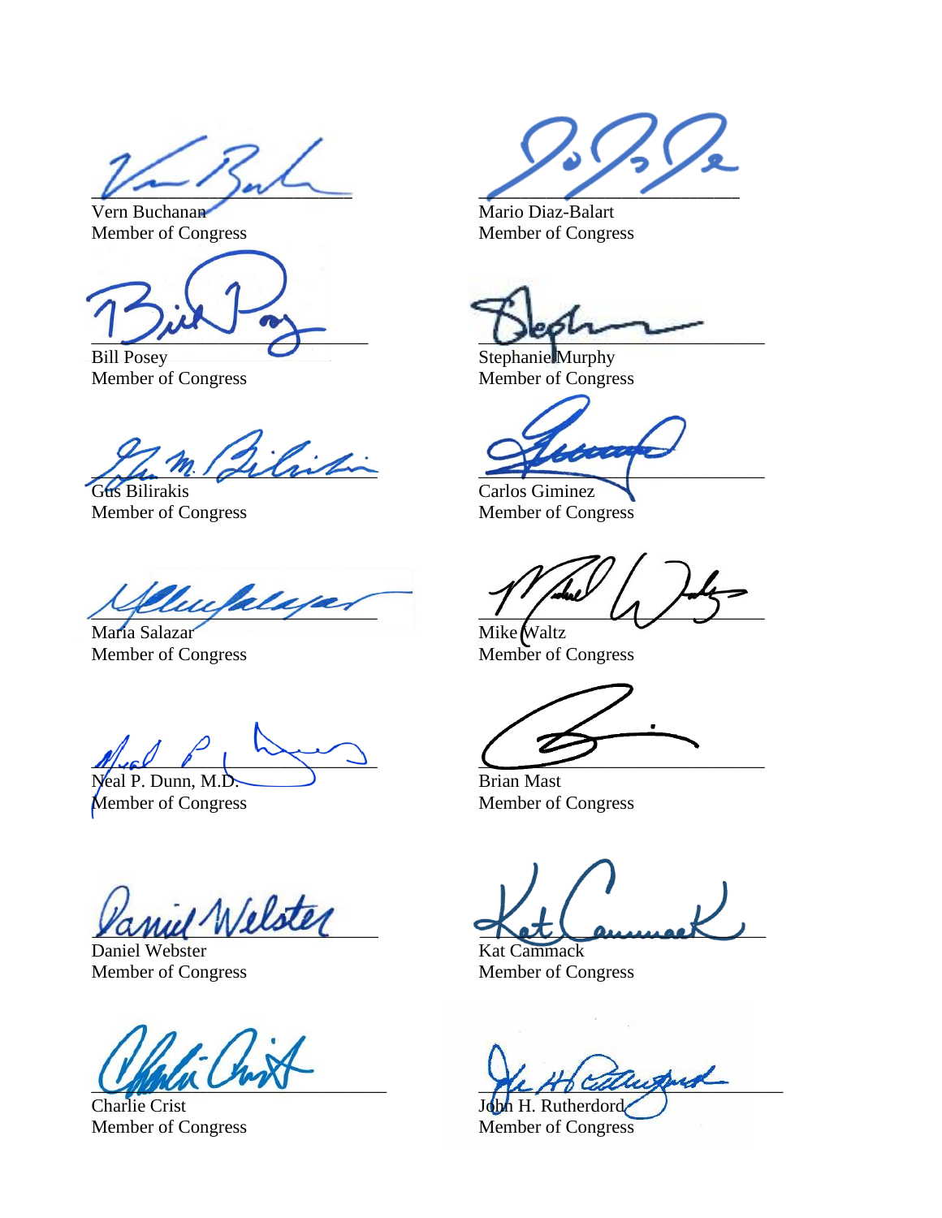Vern Buchanan
Member of Congress

Mario Diaz-Balart
Member of Congress

Bill Posey
Member of Congress

Stephanie Murphy
Member of Congress

Gus Bilirakis
Member of Congress

Carlos Giminez
Member of Congress

Maria Salazar
Member of Congress

Mike Waltz
Member of Congress

Neal P. Dunn, M.D.
Member of Congress

Brian Mast
Member of Congress

Daniel Webster
Member of Congress

Kat Cammack
Member of Congress

Charlie Crist
Member of Congress

John H. Rutherdord
Member of Congress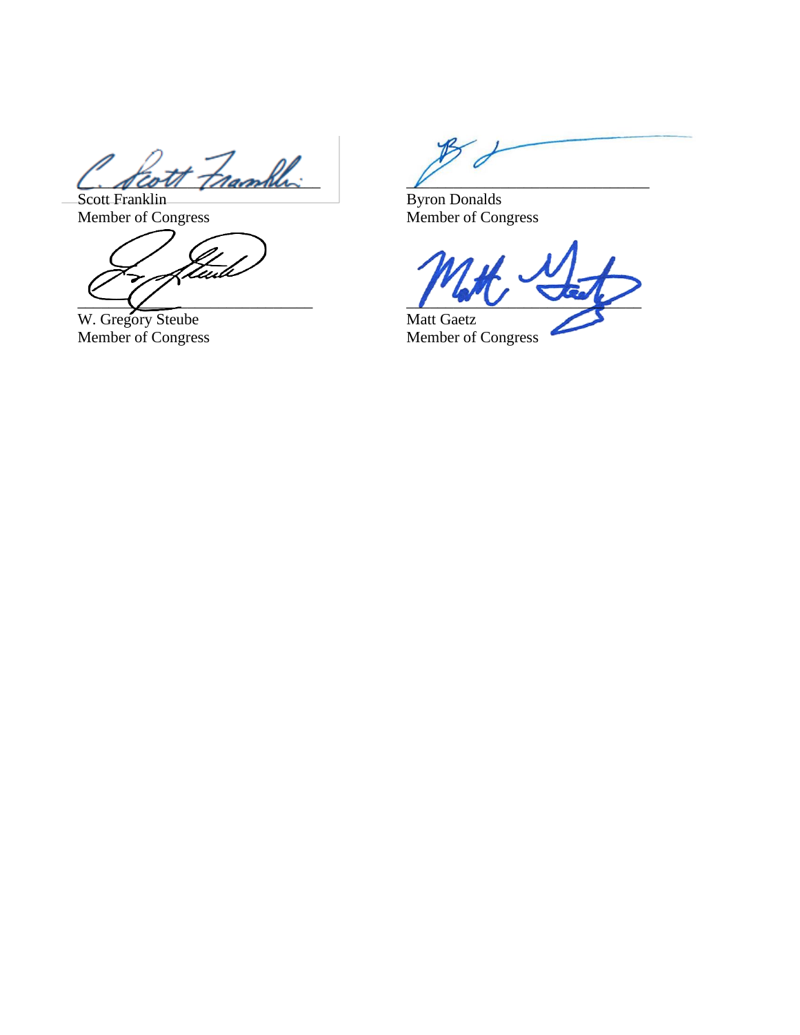Scott Franklin
Member of Congress

Byron Donalds
Member of Congress

W. Gregory Steube
Member of Congress

Matt Gaetz
Member of Congress